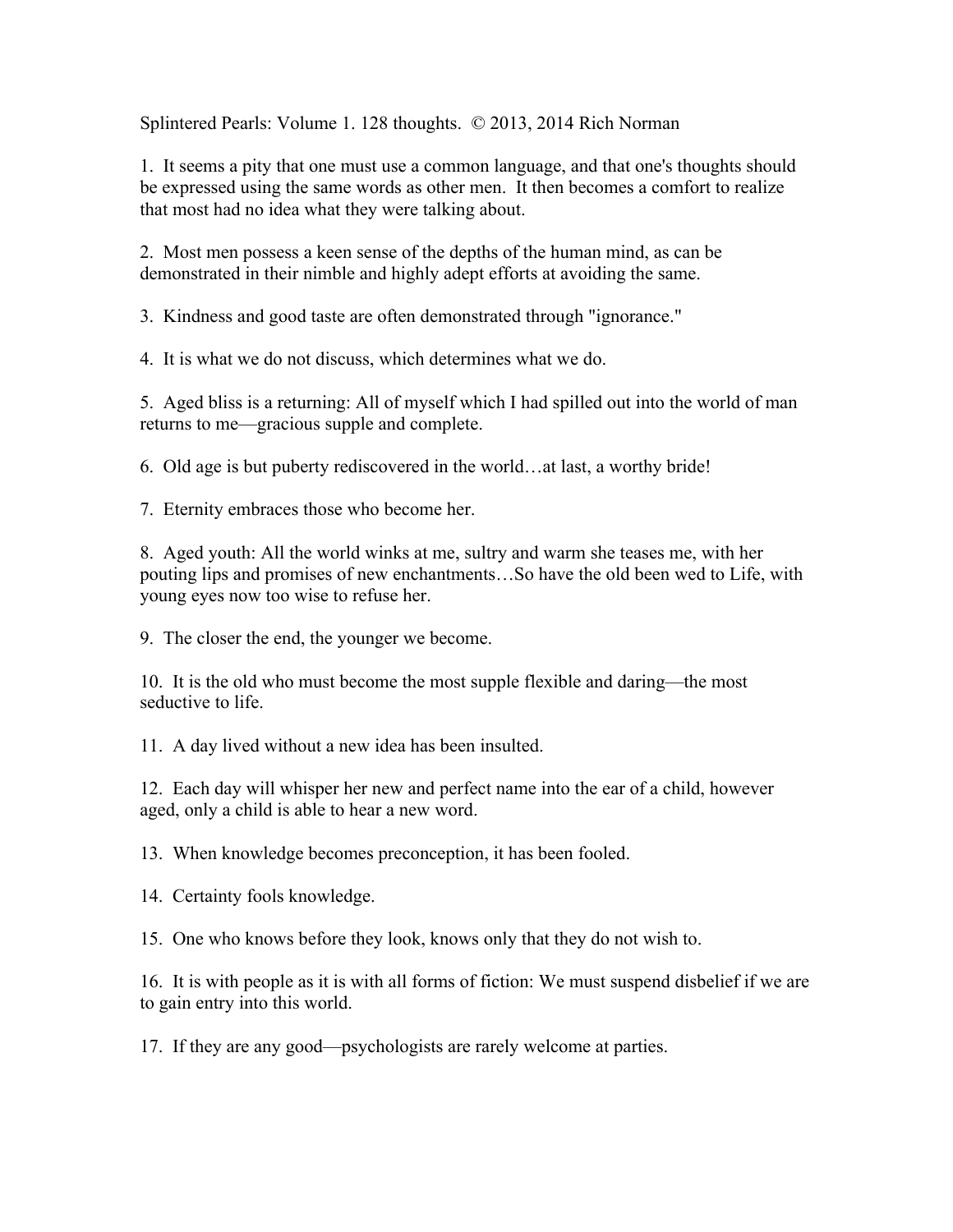Splintered Pearls: Volume 1. 128 thoughts. © 2013, 2014 Rich Norman

1. It seems a pity that one must use a common language, and that one's thoughts should be expressed using the same words as other men. It then becomes a comfort to realize that most had no idea what they were talking about.

2. Most men possess a keen sense of the depths of the human mind, as can be demonstrated in their nimble and highly adept efforts at avoiding the same.

3. Kindness and good taste are often demonstrated through "ignorance."

4. It is what we do not discuss, which determines what we do.

5. Aged bliss is a returning: All of myself which I had spilled out into the world of man returns to me—gracious supple and complete.

6. Old age is but puberty rediscovered in the world…at last, a worthy bride!

7. Eternity embraces those who become her.

8. Aged youth: All the world winks at me, sultry and warm she teases me, with her pouting lips and promises of new enchantments…So have the old been wed to Life, with young eyes now too wise to refuse her.

9. The closer the end, the younger we become.

10. It is the old who must become the most supple flexible and daring—the most seductive to life.

11. A day lived without a new idea has been insulted.

12. Each day will whisper her new and perfect name into the ear of a child, however aged, only a child is able to hear a new word.

13. When knowledge becomes preconception, it has been fooled.

14. Certainty fools knowledge.

15. One who knows before they look, knows only that they do not wish to.

16. It is with people as it is with all forms of fiction: We must suspend disbelief if we are to gain entry into this world.

17. If they are any good—psychologists are rarely welcome at parties.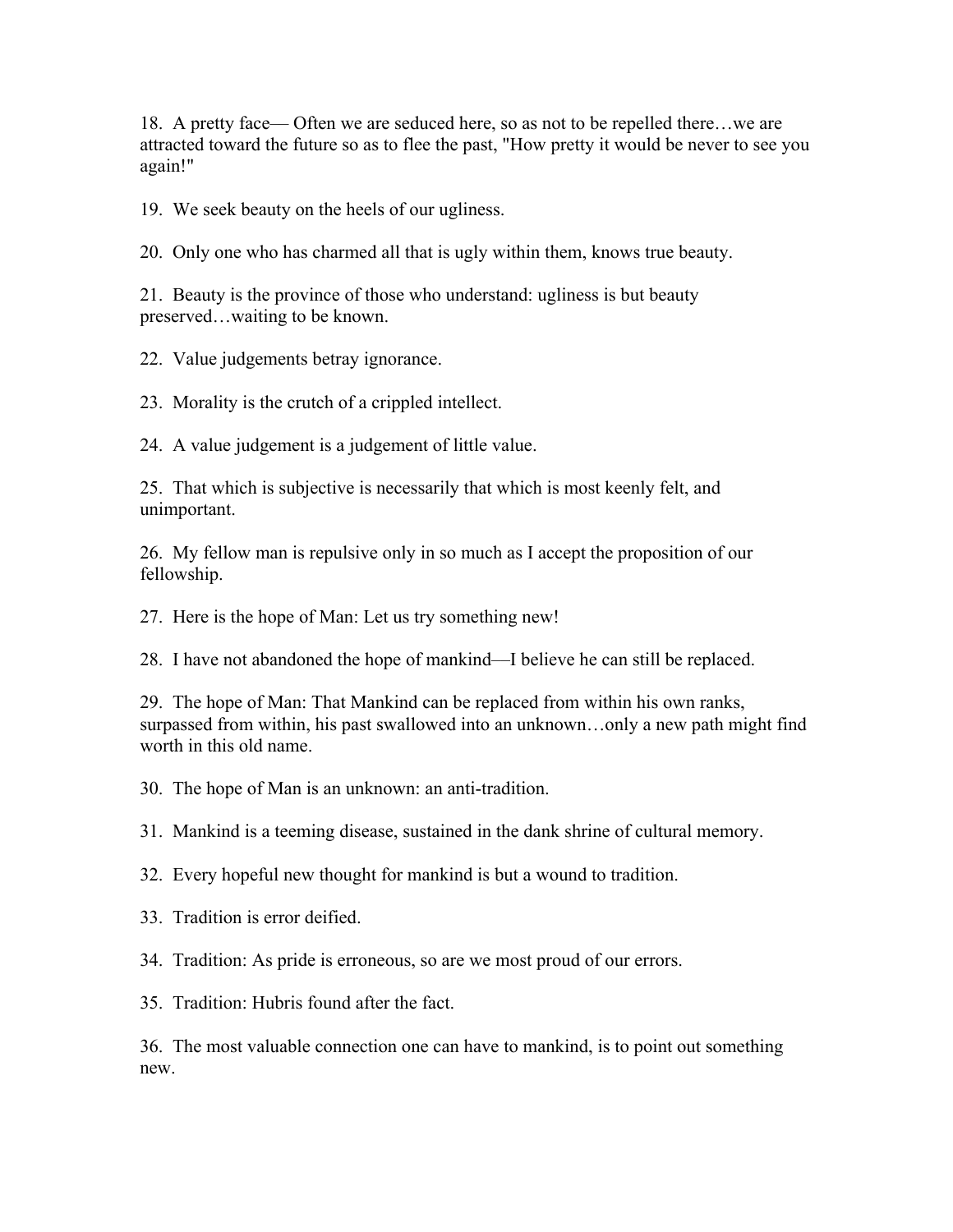18. A pretty face— Often we are seduced here, so as not to be repelled there…we are attracted toward the future so as to flee the past, "How pretty it would be never to see you again!"

19. We seek beauty on the heels of our ugliness.

20. Only one who has charmed all that is ugly within them, knows true beauty.

21. Beauty is the province of those who understand: ugliness is but beauty preserved…waiting to be known.

22. Value judgements betray ignorance.

23. Morality is the crutch of a crippled intellect.

24. A value judgement is a judgement of little value.

25. That which is subjective is necessarily that which is most keenly felt, and unimportant.

26. My fellow man is repulsive only in so much as I accept the proposition of our fellowship.

27. Here is the hope of Man: Let us try something new!

28. I have not abandoned the hope of mankind—I believe he can still be replaced.

29. The hope of Man: That Mankind can be replaced from within his own ranks, surpassed from within, his past swallowed into an unknown…only a new path might find worth in this old name.

30. The hope of Man is an unknown: an anti-tradition.

31. Mankind is a teeming disease, sustained in the dank shrine of cultural memory.

32. Every hopeful new thought for mankind is but a wound to tradition.

33. Tradition is error deified.

34. Tradition: As pride is erroneous, so are we most proud of our errors.

35. Tradition: Hubris found after the fact.

36. The most valuable connection one can have to mankind, is to point out something new.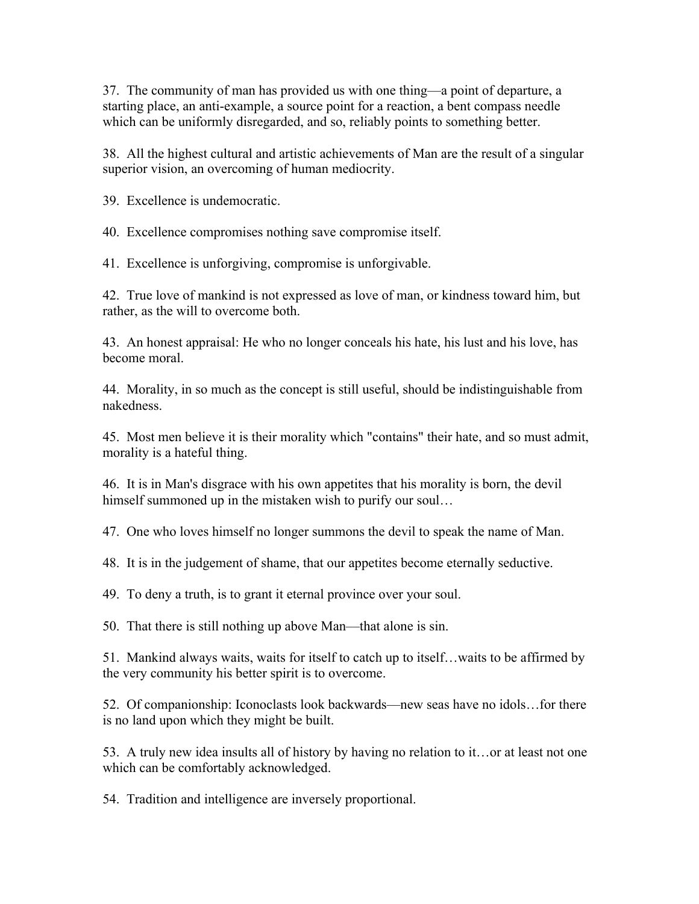37. The community of man has provided us with one thing—a point of departure, a starting place, an anti-example, a source point for a reaction, a bent compass needle which can be uniformly disregarded, and so, reliably points to something better.

38. All the highest cultural and artistic achievements of Man are the result of a singular superior vision, an overcoming of human mediocrity.

39. Excellence is undemocratic.

40. Excellence compromises nothing save compromise itself.

41. Excellence is unforgiving, compromise is unforgivable.

42. True love of mankind is not expressed as love of man, or kindness toward him, but rather, as the will to overcome both.

43. An honest appraisal: He who no longer conceals his hate, his lust and his love, has become moral.

44. Morality, in so much as the concept is still useful, should be indistinguishable from nakedness.

45. Most men believe it is their morality which "contains" their hate, and so must admit, morality is a hateful thing.

46. It is in Man's disgrace with his own appetites that his morality is born, the devil himself summoned up in the mistaken wish to purify our soul…

47. One who loves himself no longer summons the devil to speak the name of Man.

48. It is in the judgement of shame, that our appetites become eternally seductive.

49. To deny a truth, is to grant it eternal province over your soul.

50. That there is still nothing up above Man—that alone is sin.

51. Mankind always waits, waits for itself to catch up to itself…waits to be affirmed by the very community his better spirit is to overcome.

52. Of companionship: Iconoclasts look backwards—new seas have no idols…for there is no land upon which they might be built.

53. A truly new idea insults all of history by having no relation to it…or at least not one which can be comfortably acknowledged.

54. Tradition and intelligence are inversely proportional.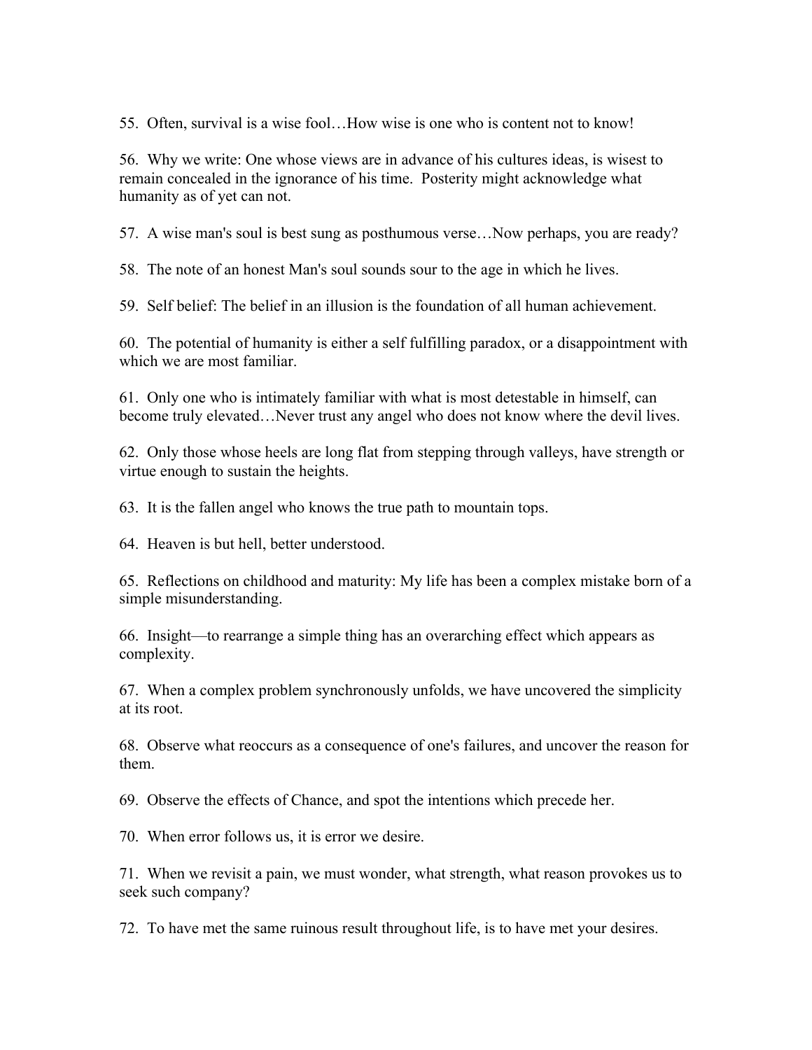55. Often, survival is a wise fool…How wise is one who is content not to know!

56. Why we write: One whose views are in advance of his cultures ideas, is wisest to remain concealed in the ignorance of his time. Posterity might acknowledge what humanity as of yet can not.

57. A wise man's soul is best sung as posthumous verse…Now perhaps, you are ready?

58. The note of an honest Man's soul sounds sour to the age in which he lives.

59. Self belief: The belief in an illusion is the foundation of all human achievement.

60. The potential of humanity is either a self fulfilling paradox, or a disappointment with which we are most familiar.

61. Only one who is intimately familiar with what is most detestable in himself, can become truly elevated…Never trust any angel who does not know where the devil lives.

62. Only those whose heels are long flat from stepping through valleys, have strength or virtue enough to sustain the heights.

63. It is the fallen angel who knows the true path to mountain tops.

64. Heaven is but hell, better understood.

65. Reflections on childhood and maturity: My life has been a complex mistake born of a simple misunderstanding.

66. Insight—to rearrange a simple thing has an overarching effect which appears as complexity.

67. When a complex problem synchronously unfolds, we have uncovered the simplicity at its root.

68. Observe what reoccurs as a consequence of one's failures, and uncover the reason for them.

69. Observe the effects of Chance, and spot the intentions which precede her.

70. When error follows us, it is error we desire.

71. When we revisit a pain, we must wonder, what strength, what reason provokes us to seek such company?

72. To have met the same ruinous result throughout life, is to have met your desires.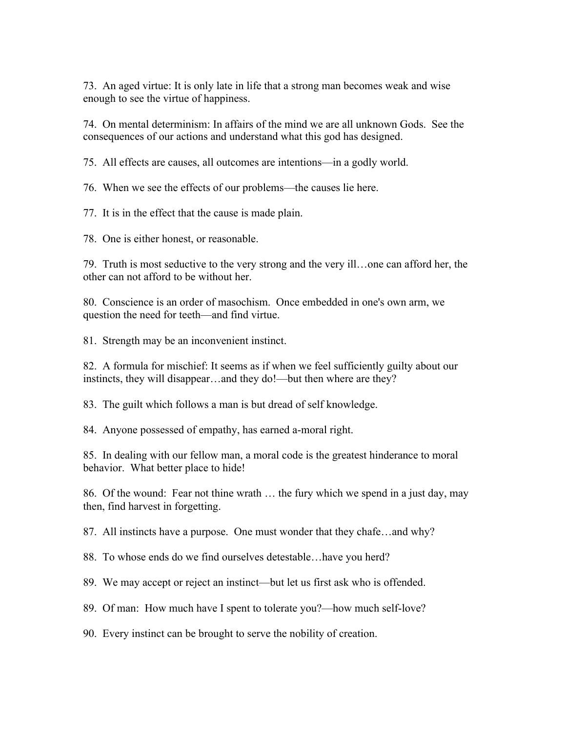73. An aged virtue: It is only late in life that a strong man becomes weak and wise enough to see the virtue of happiness.

74. On mental determinism: In affairs of the mind we are all unknown Gods. See the consequences of our actions and understand what this god has designed.

75. All effects are causes, all outcomes are intentions—in a godly world.

76. When we see the effects of our problems—the causes lie here.

77. It is in the effect that the cause is made plain.

78. One is either honest, or reasonable.

79. Truth is most seductive to the very strong and the very ill…one can afford her, the other can not afford to be without her.

80. Conscience is an order of masochism. Once embedded in one's own arm, we question the need for teeth—and find virtue.

81. Strength may be an inconvenient instinct.

82. A formula for mischief: It seems as if when we feel sufficiently guilty about our instincts, they will disappear…and they do!—but then where are they?

83. The guilt which follows a man is but dread of self knowledge.

84. Anyone possessed of empathy, has earned a-moral right.

85. In dealing with our fellow man, a moral code is the greatest hinderance to moral behavior. What better place to hide!

86. Of the wound: Fear not thine wrath … the fury which we spend in a just day, may then, find harvest in forgetting.

87. All instincts have a purpose. One must wonder that they chafe…and why?

88. To whose ends do we find ourselves detestable…have you herd?

89. We may accept or reject an instinct—but let us first ask who is offended.

89. Of man: How much have I spent to tolerate you?—how much self-love?

90. Every instinct can be brought to serve the nobility of creation.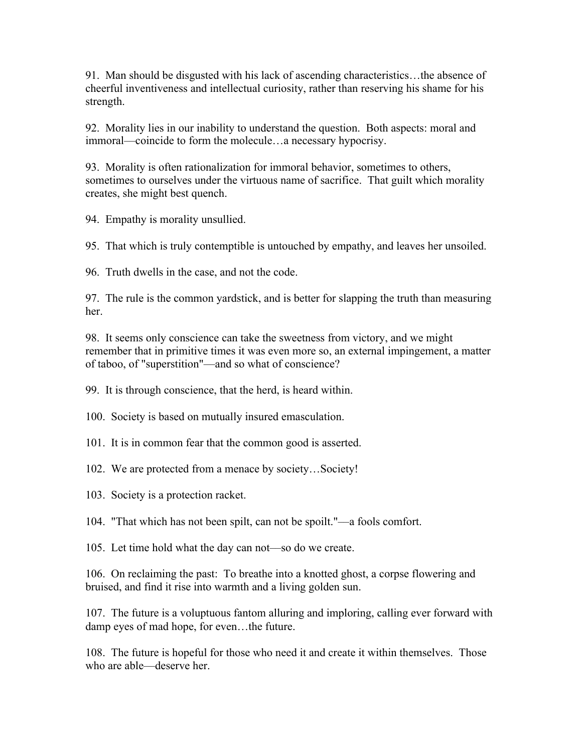91. Man should be disgusted with his lack of ascending characteristics…the absence of cheerful inventiveness and intellectual curiosity, rather than reserving his shame for his strength.

92. Morality lies in our inability to understand the question. Both aspects: moral and immoral—coincide to form the molecule…a necessary hypocrisy.

93. Morality is often rationalization for immoral behavior, sometimes to others, sometimes to ourselves under the virtuous name of sacrifice. That guilt which morality creates, she might best quench.

94. Empathy is morality unsullied.

95. That which is truly contemptible is untouched by empathy, and leaves her unsoiled.

96. Truth dwells in the case, and not the code.

97. The rule is the common yardstick, and is better for slapping the truth than measuring her.

98. It seems only conscience can take the sweetness from victory, and we might remember that in primitive times it was even more so, an external impingement, a matter of taboo, of "superstition"—and so what of conscience?

99. It is through conscience, that the herd, is heard within.

100. Society is based on mutually insured emasculation.

101. It is in common fear that the common good is asserted.

102. We are protected from a menace by society…Society!

103. Society is a protection racket.

104. "That which has not been spilt, can not be spoilt."—a fools comfort.

105. Let time hold what the day can not—so do we create.

106. On reclaiming the past: To breathe into a knotted ghost, a corpse flowering and bruised, and find it rise into warmth and a living golden sun.

107. The future is a voluptuous fantom alluring and imploring, calling ever forward with damp eyes of mad hope, for even…the future.

108. The future is hopeful for those who need it and create it within themselves. Those who are able—deserve her.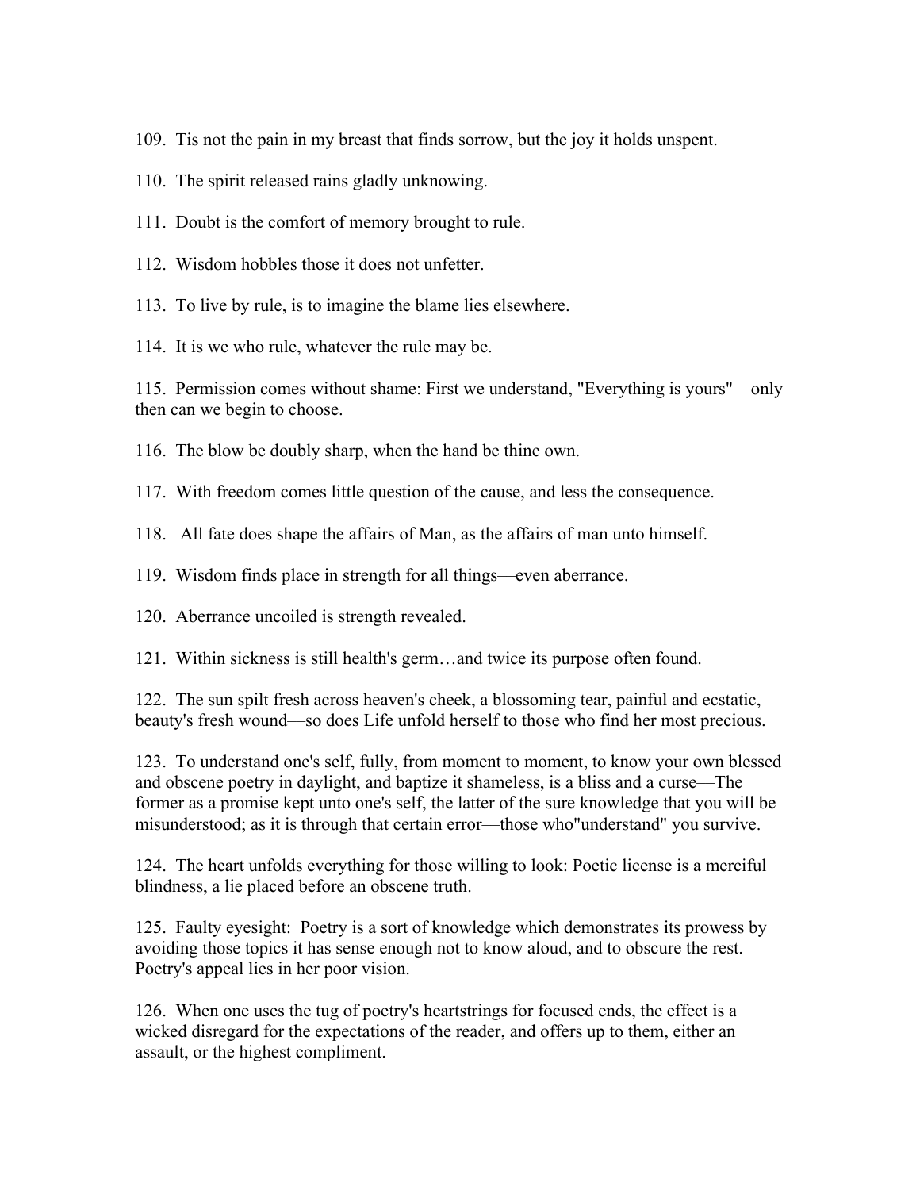109. Tis not the pain in my breast that finds sorrow, but the joy it holds unspent.

110. The spirit released rains gladly unknowing.

111. Doubt is the comfort of memory brought to rule.

112. Wisdom hobbles those it does not unfetter.

113. To live by rule, is to imagine the blame lies elsewhere.

114. It is we who rule, whatever the rule may be.

115. Permission comes without shame: First we understand, "Everything is yours"—only then can we begin to choose.

116. The blow be doubly sharp, when the hand be thine own.

117. With freedom comes little question of the cause, and less the consequence.

118. All fate does shape the affairs of Man, as the affairs of man unto himself.

119. Wisdom finds place in strength for all things—even aberrance.

120. Aberrance uncoiled is strength revealed.

121. Within sickness is still health's germ…and twice its purpose often found.

122. The sun spilt fresh across heaven's cheek, a blossoming tear, painful and ecstatic, beauty's fresh wound—so does Life unfold herself to those who find her most precious.

123. To understand one's self, fully, from moment to moment, to know your own blessed and obscene poetry in daylight, and baptize it shameless, is a bliss and a curse—The former as a promise kept unto one's self, the latter of the sure knowledge that you will be misunderstood; as it is through that certain error—those who"understand" you survive.

124. The heart unfolds everything for those willing to look: Poetic license is a merciful blindness, a lie placed before an obscene truth.

125. Faulty eyesight: Poetry is a sort of knowledge which demonstrates its prowess by avoiding those topics it has sense enough not to know aloud, and to obscure the rest. Poetry's appeal lies in her poor vision.

126. When one uses the tug of poetry's heartstrings for focused ends, the effect is a wicked disregard for the expectations of the reader, and offers up to them, either an assault, or the highest compliment.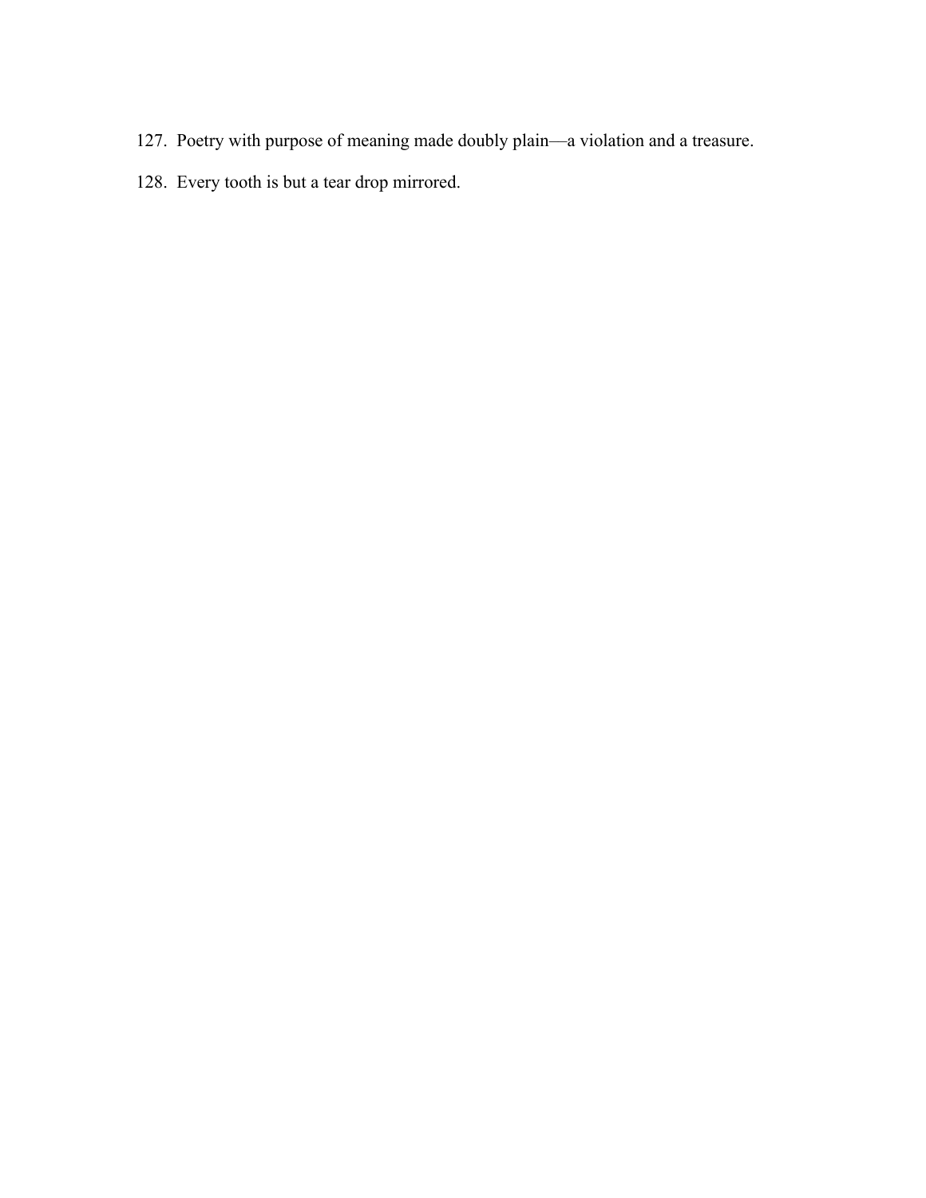127. Poetry with purpose of meaning made doubly plain—a violation and a treasure.
128. Every tooth is but a tear drop mirrored.